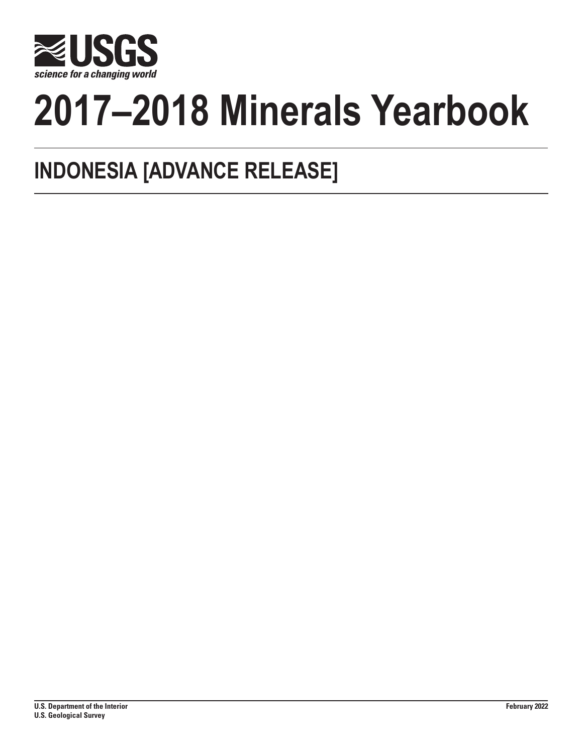# 2017–2018 Minerals Yearbook

## INDONESIA [ADVANCE RELEASE]

**U.S. Department of the Interior**
**U.S. Geological Survey**

**February 2022**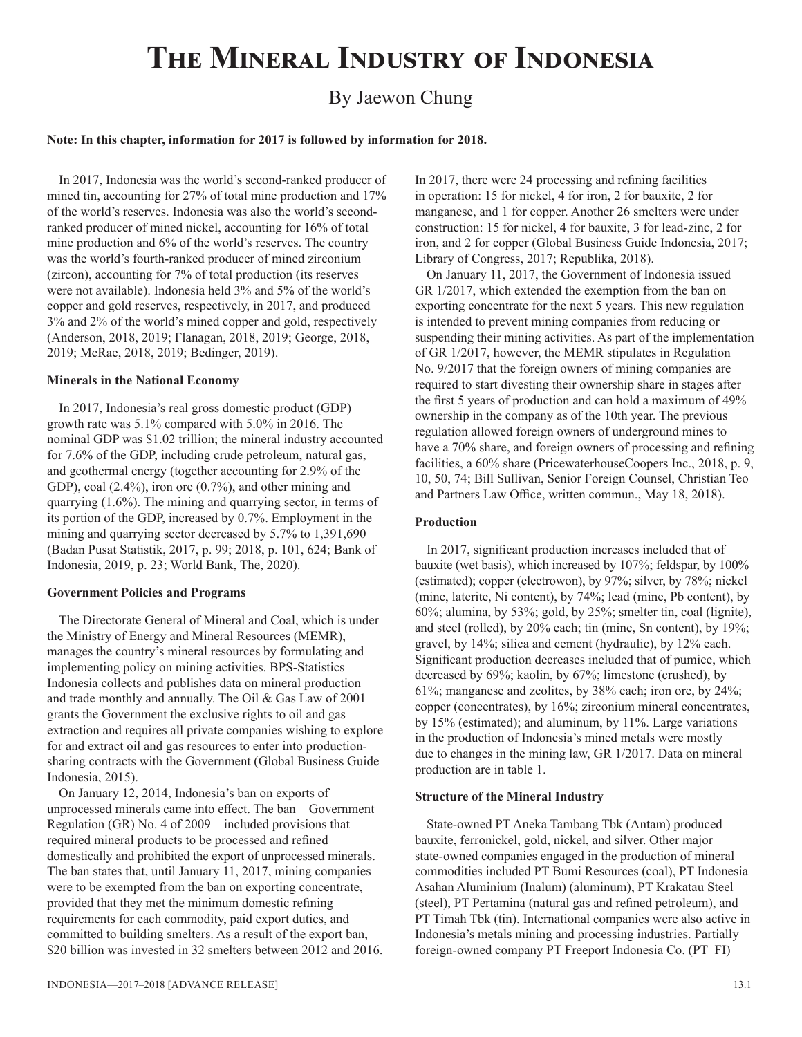# The Mineral Industry of Indonesia

By Jaewon Chung

**Note: In this chapter, information for 2017 is followed by information for 2018.**

In 2017, Indonesia was the world's second-ranked producer of mined tin, accounting for 27% of total mine production and 17% of the world's reserves. Indonesia was also the world's second-ranked producer of mined nickel, accounting for 16% of total mine production and 6% of the world's reserves. The country was the world's fourth-ranked producer of mined zirconium (zircon), accounting for 7% of total production (its reserves were not available). Indonesia held 3% and 5% of the world's copper and gold reserves, respectively, in 2017, and produced 3% and 2% of the world's mined copper and gold, respectively (Anderson, 2018, 2019; Flanagan, 2018, 2019; George, 2018, 2019; McRae, 2018, 2019; Bedinger, 2019).

### Minerals in the National Economy

In 2017, Indonesia's real gross domestic product (GDP) growth rate was 5.1% compared with 5.0% in 2016. The nominal GDP was $1.02 trillion; the mineral industry accounted for 7.6% of the GDP, including crude petroleum, natural gas, and geothermal energy (together accounting for 2.9% of the GDP), coal (2.4%), iron ore (0.7%), and other mining and quarrying (1.6%). The mining and quarrying sector, in terms of its portion of the GDP, increased by 0.7%. Employment in the mining and quarrying sector decreased by 5.7% to 1,391,690 (Badan Pusat Statistik, 2017, p. 99; 2018, p. 101, 624; Bank of Indonesia, 2019, p. 23; World Bank, The, 2020).

### Government Policies and Programs

The Directorate General of Mineral and Coal, which is under the Ministry of Energy and Mineral Resources (MEMR), manages the country's mineral resources by formulating and implementing policy on mining activities. BPS-Statistics Indonesia collects and publishes data on mineral production and trade monthly and annually. The Oil & Gas Law of 2001 grants the Government the exclusive rights to oil and gas extraction and requires all private companies wishing to explore for and extract oil and gas resources to enter into production-sharing contracts with the Government (Global Business Guide Indonesia, 2015).

On January 12, 2014, Indonesia's ban on exports of unprocessed minerals came into effect. The ban—Government Regulation (GR) No. 4 of 2009—included provisions that required mineral products to be processed and refined domestically and prohibited the export of unprocessed minerals. The ban states that, until January 11, 2017, mining companies were to be exempted from the ban on exporting concentrate, provided that they met the minimum domestic refining requirements for each commodity, paid export duties, and committed to building smelters. As a result of the export ban, $20 billion was invested in 32 smelters between 2012 and 2016. In 2017, there were 24 processing and refining facilities in operation: 15 for nickel, 4 for iron, 2 for bauxite, 2 for manganese, and 1 for copper. Another 26 smelters were under construction: 15 for nickel, 4 for bauxite, 3 for lead-zinc, 2 for iron, and 2 for copper (Global Business Guide Indonesia, 2017; Library of Congress, 2017; Republika, 2018).

On January 11, 2017, the Government of Indonesia issued GR 1/2017, which extended the exemption from the ban on exporting concentrate for the next 5 years. This new regulation is intended to prevent mining companies from reducing or suspending their mining activities. As part of the implementation of GR 1/2017, however, the MEMR stipulates in Regulation No. 9/2017 that the foreign owners of mining companies are required to start divesting their ownership share in stages after the first 5 years of production and can hold a maximum of 49% ownership in the company as of the 10th year. The previous regulation allowed foreign owners of underground mines to have a 70% share, and foreign owners of processing and refining facilities, a 60% share (PricewaterhouseCoopers Inc., 2018, p. 9, 10, 50, 74; Bill Sullivan, Senior Foreign Counsel, Christian Teo and Partners Law Office, written commun., May 18, 2018).

### Production

In 2017, significant production increases included that of bauxite (wet basis), which increased by 107%; feldspar, by 100% (estimated); copper (electrowon), by 97%; silver, by 78%; nickel (mine, laterite, Ni content), by 74%; lead (mine, Pb content), by 60%; alumina, by 53%; gold, by 25%; smelter tin, coal (lignite), and steel (rolled), by 20% each; tin (mine, Sn content), by 19%; gravel, by 14%; silica and cement (hydraulic), by 12% each. Significant production decreases included that of pumice, which decreased by 69%; kaolin, by 67%; limestone (crushed), by 61%; manganese and zeolites, by 38% each; iron ore, by 24%; copper (concentrates), by 16%; zirconium mineral concentrates, by 15% (estimated); and aluminum, by 11%. Large variations in the production of Indonesia's mined metals were mostly due to changes in the mining law, GR 1/2017. Data on mineral production are in table 1.

### Structure of the Mineral Industry

State-owned PT Aneka Tambang Tbk (Antam) produced bauxite, ferronickel, gold, nickel, and silver. Other major state-owned companies engaged in the production of mineral commodities included PT Bumi Resources (coal), PT Indonesia Asahan Aluminium (Inalum) (aluminum), PT Krakatau Steel (steel), PT Pertamina (natural gas and refined petroleum), and PT Timah Tbk (tin). International companies were also active in Indonesia's metals mining and processing industries. Partially foreign-owned company PT Freeport Indonesia Co. (PT–FI)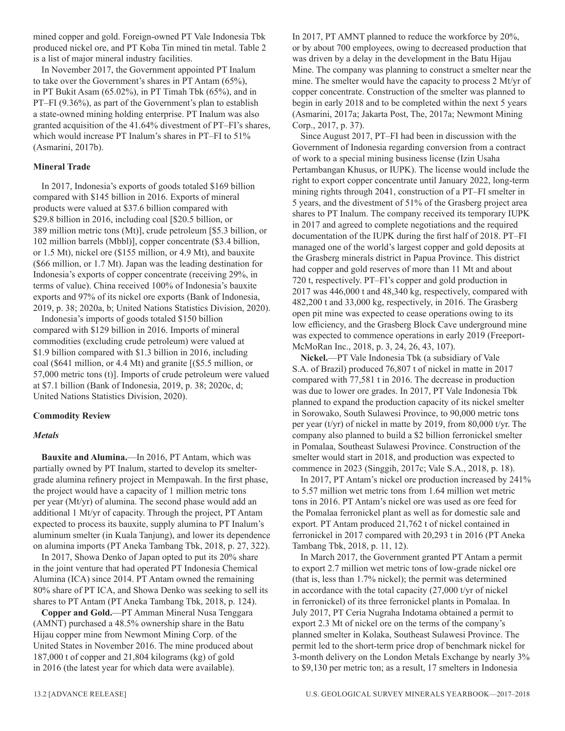mined copper and gold. Foreign-owned PT Vale Indonesia Tbk produced nickel ore, and PT Koba Tin mined tin metal. Table 2 is a list of major mineral industry facilities.

In November 2017, the Government appointed PT Inalum to take over the Government's shares in PT Antam (65%), in PT Bukit Asam (65.02%), in PT Timah Tbk (65%), and in PT–FI (9.36%), as part of the Government's plan to establish a state-owned mining holding enterprise. PT Inalum was also granted acquisition of the 41.64% divestment of PT–FI's shares, which would increase PT Inalum's shares in PT–FI to 51% (Asmarini, 2017b).

### Mineral Trade

In 2017, Indonesia's exports of goods totaled $169 billion compared with $145 billion in 2016. Exports of mineral products were valued at $37.6 billion compared with $29.8 billion in 2016, including coal [$20.5 billion, or 389 million metric tons (Mt)], crude petroleum [$5.3 billion, or 102 million barrels (Mbbl)], copper concentrate ($3.4 billion, or 1.5 Mt), nickel ore ($155 million, or 4.9 Mt), and bauxite ($66 million, or 1.7 Mt). Japan was the leading destination for Indonesia's exports of copper concentrate (receiving 29%, in terms of value). China received 100% of Indonesia's bauxite exports and 97% of its nickel ore exports (Bank of Indonesia, 2019, p. 38; 2020a, b; United Nations Statistics Division, 2020).

Indonesia's imports of goods totaled $150 billion compared with $129 billion in 2016. Imports of mineral commodities (excluding crude petroleum) were valued at $1.9 billion compared with $1.3 billion in 2016, including coal ($641 million, or 4.4 Mt) and granite [($5.5 million, or 57,000 metric tons (t)]. Imports of crude petroleum were valued at $7.1 billion (Bank of Indonesia, 2019, p. 38; 2020c, d; United Nations Statistics Division, 2020).

### Commodity Review

#### *Metals*

**Bauxite and Alumina.**—In 2016, PT Antam, which was partially owned by PT Inalum, started to develop its smelter-grade alumina refinery project in Mempawah. In the first phase, the project would have a capacity of 1 million metric tons per year (Mt/yr) of alumina. The second phase would add an additional 1 Mt/yr of capacity. Through the project, PT Antam expected to process its bauxite, supply alumina to PT Inalum's aluminum smelter (in Kuala Tanjung), and lower its dependence on alumina imports (PT Aneka Tambang Tbk, 2018, p. 27, 322).

In 2017, Showa Denko of Japan opted to put its 20% share in the joint venture that had operated PT Indonesia Chemical Alumina (ICA) since 2014. PT Antam owned the remaining 80% share of PT ICA, and Showa Denko was seeking to sell its shares to PT Antam (PT Aneka Tambang Tbk, 2018, p. 124).

**Copper and Gold.**—PT Amman Mineral Nusa Tenggara (AMNT) purchased a 48.5% ownership share in the Batu Hijau copper mine from Newmont Mining Corp. of the United States in November 2016. The mine produced about 187,000 t of copper and 21,804 kilograms (kg) of gold in 2016 (the latest year for which data were available).

In 2017, PT AMNT planned to reduce the workforce by 20%, or by about 700 employees, owing to decreased production that was driven by a delay in the development in the Batu Hijau Mine. The company was planning to construct a smelter near the mine. The smelter would have the capacity to process 2 Mt/yr of copper concentrate. Construction of the smelter was planned to begin in early 2018 and to be completed within the next 5 years (Asmarini, 2017a; Jakarta Post, The, 2017a; Newmont Mining Corp., 2017, p. 37).

Since August 2017, PT–FI had been in discussion with the Government of Indonesia regarding conversion from a contract of work to a special mining business license (Izin Usaha Pertambangan Khusus, or IUPK). The license would include the right to export copper concentrate until January 2022, long-term mining rights through 2041, construction of a PT–FI smelter in 5 years, and the divestment of 51% of the Grasberg project area shares to PT Inalum. The company received its temporary IUPK in 2017 and agreed to complete negotiations and the required documentation of the IUPK during the first half of 2018. PT–FI managed one of the world's largest copper and gold deposits at the Grasberg minerals district in Papua Province. This district had copper and gold reserves of more than 11 Mt and about 720 t, respectively. PT–FI's copper and gold production in 2017 was 446,000 t and 48,340 kg, respectively, compared with 482,200 t and 33,000 kg, respectively, in 2016. The Grasberg open pit mine was expected to cease operations owing to its low efficiency, and the Grasberg Block Cave underground mine was expected to commence operations in early 2019 (Freeport-McMoRan Inc., 2018, p. 3, 24, 26, 43, 107).

**Nickel.**—PT Vale Indonesia Tbk (a subsidiary of Vale S.A. of Brazil) produced 76,807 t of nickel in matte in 2017 compared with 77,581 t in 2016. The decrease in production was due to lower ore grades. In 2017, PT Vale Indonesia Tbk planned to expand the production capacity of its nickel smelter in Sorowako, South Sulawesi Province, to 90,000 metric tons per year (t/yr) of nickel in matte by 2019, from 80,000 t/yr. The company also planned to build a $2 billion ferronickel smelter in Pomalaa, Southeast Sulawesi Province. Construction of the smelter would start in 2018, and production was expected to commence in 2023 (Singgih, 2017c; Vale S.A., 2018, p. 18).

In 2017, PT Antam's nickel ore production increased by 241% to 5.57 million wet metric tons from 1.64 million wet metric tons in 2016. PT Antam's nickel ore was used as ore feed for the Pomalaa ferronickel plant as well as for domestic sale and export. PT Antam produced 21,762 t of nickel contained in ferronickel in 2017 compared with 20,293 t in 2016 (PT Aneka Tambang Tbk, 2018, p. 11, 12).

In March 2017, the Government granted PT Antam a permit to export 2.7 million wet metric tons of low-grade nickel ore (that is, less than 1.7% nickel); the permit was determined in accordance with the total capacity (27,000 t/yr of nickel in ferronickel) of its three ferronickel plants in Pomalaa. In July 2017, PT Ceria Nugraha Indotama obtained a permit to export 2.3 Mt of nickel ore on the terms of the company's planned smelter in Kolaka, Southeast Sulawesi Province. The permit led to the short-term price drop of benchmark nickel for 3-month delivery on the London Metals Exchange by nearly 3% to $9,130 per metric ton; as a result, 17 smelters in Indonesia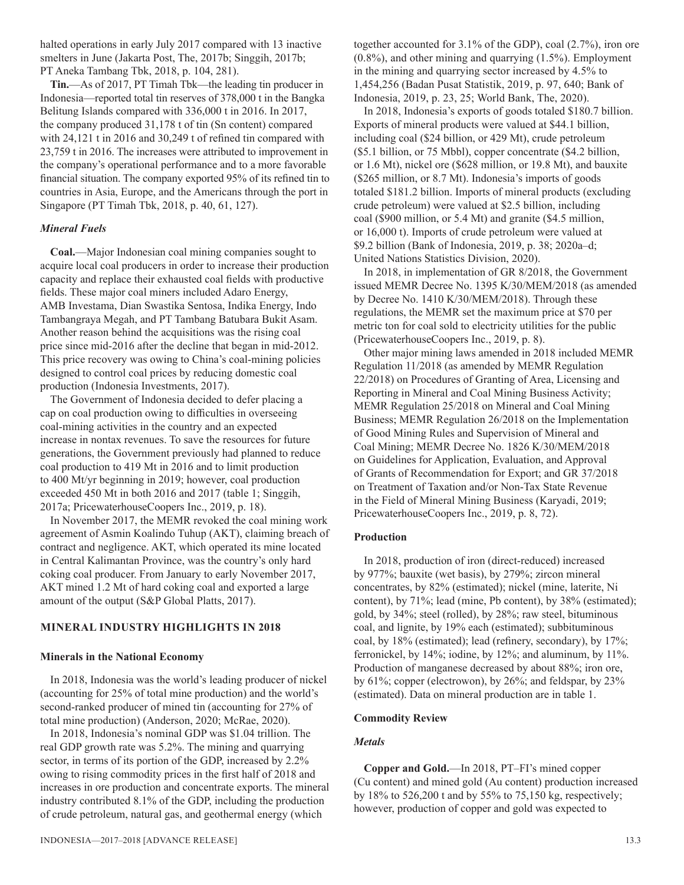halted operations in early July 2017 compared with 13 inactive smelters in June (Jakarta Post, The, 2017b; Singgih, 2017b; PT Aneka Tambang Tbk, 2018, p. 104, 281).

**Tin.**—As of 2017, PT Timah Tbk—the leading tin producer in Indonesia—reported total tin reserves of 378,000 t in the Bangka Belitung Islands compared with 336,000 t in 2016. In 2017, the company produced 31,178 t of tin (Sn content) compared with 24,121 t in 2016 and 30,249 t of refined tin compared with 23,759 t in 2016. The increases were attributed to improvement in the company's operational performance and to a more favorable financial situation. The company exported 95% of its refined tin to countries in Asia, Europe, and the Americans through the port in Singapore (PT Timah Tbk, 2018, p. 40, 61, 127).

### *Mineral Fuels*

**Coal.**—Major Indonesian coal mining companies sought to acquire local coal producers in order to increase their production capacity and replace their exhausted coal fields with productive fields. These major coal miners included Adaro Energy, AMB Investama, Dian Swastika Sentosa, Indika Energy, Indo Tambangraya Megah, and PT Tambang Batubara Bukit Asam. Another reason behind the acquisitions was the rising coal price since mid-2016 after the decline that began in mid-2012. This price recovery was owing to China's coal-mining policies designed to control coal prices by reducing domestic coal production (Indonesia Investments, 2017).

The Government of Indonesia decided to defer placing a cap on coal production owing to difficulties in overseeing coal-mining activities in the country and an expected increase in nontax revenues. To save the resources for future generations, the Government previously had planned to reduce coal production to 419 Mt in 2016 and to limit production to 400 Mt/yr beginning in 2019; however, coal production exceeded 450 Mt in both 2016 and 2017 (table 1; Singgih, 2017a; PricewaterhouseCoopers Inc., 2019, p. 18).

In November 2017, the MEMR revoked the coal mining work agreement of Asmin Koalindo Tuhup (AKT), claiming breach of contract and negligence. AKT, which operated its mine located in Central Kalimantan Province, was the country's only hard coking coal producer. From January to early November 2017, AKT mined 1.2 Mt of hard coking coal and exported a large amount of the output (S&P Global Platts, 2017).

## MINERAL INDUSTRY HIGHLIGHTS IN 2018

### Minerals in the National Economy

In 2018, Indonesia was the world's leading producer of nickel (accounting for 25% of total mine production) and the world's second-ranked producer of mined tin (accounting for 27% of total mine production) (Anderson, 2020; McRae, 2020).

In 2018, Indonesia's nominal GDP was $1.04 trillion. The real GDP growth rate was 5.2%. The mining and quarrying sector, in terms of its portion of the GDP, increased by 2.2% owing to rising commodity prices in the first half of 2018 and increases in ore production and concentrate exports. The mineral industry contributed 8.1% of the GDP, including the production of crude petroleum, natural gas, and geothermal energy (which together accounted for 3.1% of the GDP), coal (2.7%), iron ore (0.8%), and other mining and quarrying (1.5%). Employment in the mining and quarrying sector increased by 4.5% to 1,454,256 (Badan Pusat Statistik, 2019, p. 97, 640; Bank of Indonesia, 2019, p. 23, 25; World Bank, The, 2020).

In 2018, Indonesia's exports of goods totaled $180.7 billion. Exports of mineral products were valued at $44.1 billion, including coal ($24 billion, or 429 Mt), crude petroleum ($5.1 billion, or 75 Mbbl), copper concentrate ($4.2 billion, or 1.6 Mt), nickel ore ($628 million, or 19.8 Mt), and bauxite ($265 million, or 8.7 Mt). Indonesia's imports of goods totaled $181.2 billion. Imports of mineral products (excluding crude petroleum) were valued at $2.5 billion, including coal ($900 million, or 5.4 Mt) and granite ($4.5 million, or 16,000 t). Imports of crude petroleum were valued at $9.2 billion (Bank of Indonesia, 2019, p. 38; 2020a–d; United Nations Statistics Division, 2020).

In 2018, in implementation of GR 8/2018, the Government issued MEMR Decree No. 1395 K/30/MEM/2018 (as amended by Decree No. 1410 K/30/MEM/2018). Through these regulations, the MEMR set the maximum price at $70 per metric ton for coal sold to electricity utilities for the public (PricewaterhouseCoopers Inc., 2019, p. 8).

Other major mining laws amended in 2018 included MEMR Regulation 11/2018 (as amended by MEMR Regulation 22/2018) on Procedures of Granting of Area, Licensing and Reporting in Mineral and Coal Mining Business Activity; MEMR Regulation 25/2018 on Mineral and Coal Mining Business; MEMR Regulation 26/2018 on the Implementation of Good Mining Rules and Supervision of Mineral and Coal Mining; MEMR Decree No. 1826 K/30/MEM/2018 on Guidelines for Application, Evaluation, and Approval of Grants of Recommendation for Export; and GR 37/2018 on Treatment of Taxation and/or Non-Tax State Revenue in the Field of Mineral Mining Business (Karyadi, 2019; PricewaterhouseCoopers Inc., 2019, p. 8, 72).

### Production

In 2018, production of iron (direct-reduced) increased by 977%; bauxite (wet basis), by 279%; zircon mineral concentrates, by 82% (estimated); nickel (mine, laterite, Ni content), by 71%; lead (mine, Pb content), by 38% (estimated); gold, by 34%; steel (rolled), by 28%; raw steel, bituminous coal, and lignite, by 19% each (estimated); subbituminous coal, by 18% (estimated); lead (refinery, secondary), by 17%; ferronickel, by 14%; iodine, by 12%; and aluminum, by 11%. Production of manganese decreased by about 88%; iron ore, by 61%; copper (electrowon), by 26%; and feldspar, by 23% (estimated). Data on mineral production are in table 1.

### Commodity Review

### *Metals*

**Copper and Gold.**—In 2018, PT–FI's mined copper (Cu content) and mined gold (Au content) production increased by 18% to 526,200 t and by 55% to 75,150 kg, respectively; however, production of copper and gold was expected to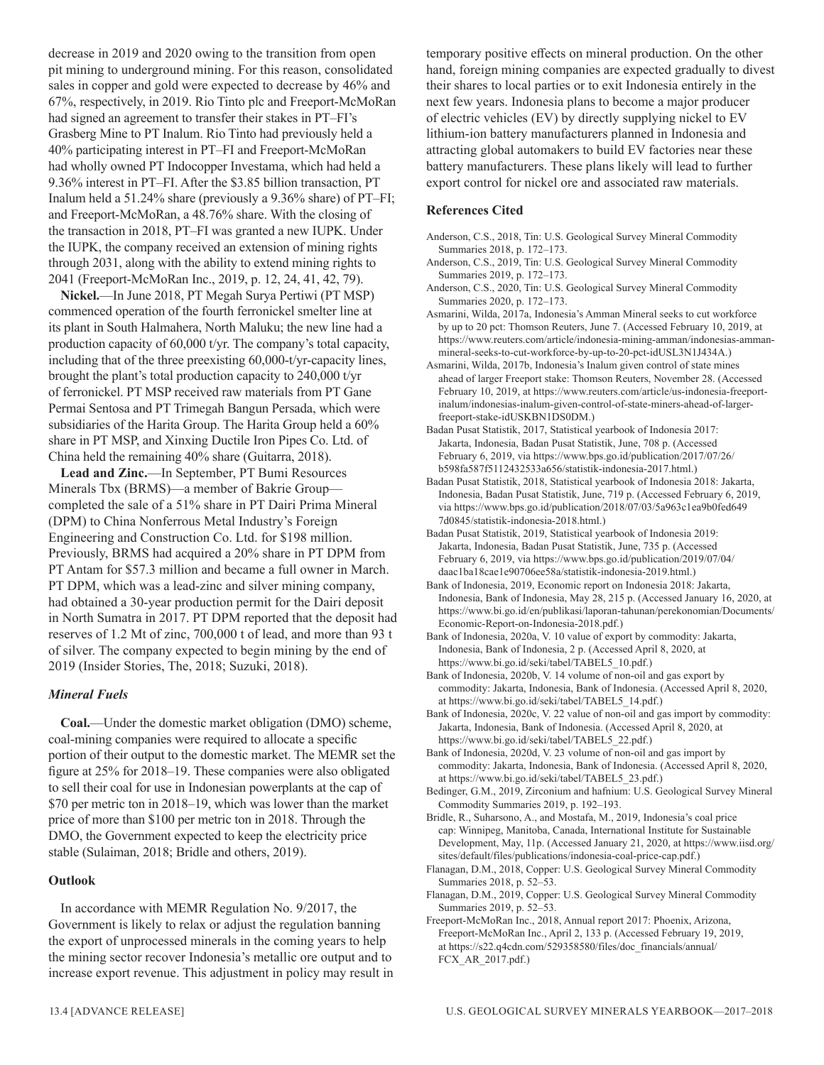decrease in 2019 and 2020 owing to the transition from open pit mining to underground mining. For this reason, consolidated sales in copper and gold were expected to decrease by 46% and 67%, respectively, in 2019. Rio Tinto plc and Freeport-McMoRan had signed an agreement to transfer their stakes in PT–FI's Grasberg Mine to PT Inalum. Rio Tinto had previously held a 40% participating interest in PT–FI and Freeport-McMoRan had wholly owned PT Indocopper Investama, which had held a 9.36% interest in PT–FI. After the $3.85 billion transaction, PT Inalum held a 51.24% share (previously a 9.36% share) of PT–FI; and Freeport-McMoRan, a 48.76% share. With the closing of the transaction in 2018, PT–FI was granted a new IUPK. Under the IUPK, the company received an extension of mining rights through 2031, along with the ability to extend mining rights to 2041 (Freeport-McMoRan Inc., 2019, p. 12, 24, 41, 42, 79).

**Nickel.**—In June 2018, PT Megah Surya Pertiwi (PT MSP) commenced operation of the fourth ferronickel smelter line at its plant in South Halmahera, North Maluku; the new line had a production capacity of 60,000 t/yr. The company's total capacity, including that of the three preexisting 60,000-t/yr-capacity lines, brought the plant's total production capacity to 240,000 t/yr of ferronickel. PT MSP received raw materials from PT Gane Permai Sentosa and PT Trimegah Bangun Persada, which were subsidiaries of the Harita Group. The Harita Group held a 60% share in PT MSP, and Xinxing Ductile Iron Pipes Co. Ltd. of China held the remaining 40% share (Guitarra, 2018).

**Lead and Zinc.**—In September, PT Bumi Resources Minerals Tbx (BRMS)—a member of Bakrie Group—completed the sale of a 51% share in PT Dairi Prima Mineral (DPM) to China Nonferrous Metal Industry's Foreign Engineering and Construction Co. Ltd. for $198 million. Previously, BRMS had acquired a 20% share in PT DPM from PT Antam for $57.3 million and became a full owner in March. PT DPM, which was a lead-zinc and silver mining company, had obtained a 30-year production permit for the Dairi deposit in North Sumatra in 2017. PT DPM reported that the deposit had reserves of 1.2 Mt of zinc, 700,000 t of lead, and more than 93 t of silver. The company expected to begin mining by the end of 2019 (Insider Stories, The, 2018; Suzuki, 2018).

### *Mineral Fuels*

**Coal.**—Under the domestic market obligation (DMO) scheme, coal-mining companies were required to allocate a specific portion of their output to the domestic market. The MEMR set the figure at 25% for 2018–19. These companies were also obligated to sell their coal for use in Indonesian powerplants at the cap of $70 per metric ton in 2018–19, which was lower than the market price of more than $100 per metric ton in 2018. Through the DMO, the Government expected to keep the electricity price stable (Sulaiman, 2018; Bridle and others, 2019).

## Outlook

In accordance with MEMR Regulation No. 9/2017, the Government is likely to relax or adjust the regulation banning the export of unprocessed minerals in the coming years to help the mining sector recover Indonesia's metallic ore output and to increase export revenue. This adjustment in policy may result in temporary positive effects on mineral production. On the other hand, foreign mining companies are expected gradually to divest their shares to local parties or to exit Indonesia entirely in the next few years. Indonesia plans to become a major producer of electric vehicles (EV) by directly supplying nickel to EV lithium-ion battery manufacturers planned in Indonesia and attracting global automakers to build EV factories near these battery manufacturers. These plans likely will lead to further export control for nickel ore and associated raw materials.

## References Cited

Anderson, C.S., 2018, Tin: U.S. Geological Survey Mineral Commodity Summaries 2018, p. 172–173.

Anderson, C.S., 2019, Tin: U.S. Geological Survey Mineral Commodity Summaries 2019, p. 172–173.

Anderson, C.S., 2020, Tin: U.S. Geological Survey Mineral Commodity Summaries 2020, p. 172–173.

Asmarini, Wilda, 2017a, Indonesia's Amman Mineral seeks to cut workforce by up to 20 pct: Thomson Reuters, June 7. (Accessed February 10, 2019, at https://www.reuters.com/article/indonesia-mining-amman/indonesias-amman-mineral-seeks-to-cut-workforce-by-up-to-20-pct-idUSL3N1J434A.)

Asmarini, Wilda, 2017b, Indonesia's Inalum given control of state mines ahead of larger Freeport stake: Thomson Reuters, November 28. (Accessed February 10, 2019, at https://www.reuters.com/article/us-indonesia-freeport-inalum/indonesias-inalum-given-control-of-state-miners-ahead-of-larger-freeport-stake-idUSKBN1DS0DM.)

Badan Pusat Statistik, 2017, Statistical yearbook of Indonesia 2017: Jakarta, Indonesia, Badan Pusat Statistik, June, 708 p. (Accessed February 6, 2019, via https://www.bps.go.id/publication/2017/07/26/b598fa587f5112432533a656/statistik-indonesia-2017.html.)

Badan Pusat Statistik, 2018, Statistical yearbook of Indonesia 2018: Jakarta, Indonesia, Badan Pusat Statistik, June, 719 p. (Accessed February 6, 2019, via https://www.bps.go.id/publication/2018/07/03/5a963c1ea9b0fed6497d0845/statistik-indonesia-2018.html.)

Badan Pusat Statistik, 2019, Statistical yearbook of Indonesia 2019: Jakarta, Indonesia, Badan Pusat Statistik, June, 735 p. (Accessed February 6, 2019, via https://www.bps.go.id/publication/2019/07/04/daac1ba18cae1e90706ee58a/statistik-indonesia-2019.html.)

Bank of Indonesia, 2019, Economic report on Indonesia 2018: Jakarta, Indonesia, Bank of Indonesia, May 28, 215 p. (Accessed January 16, 2020, at https://www.bi.go.id/en/publikasi/laporan-tahunan/perekonomian/Documents/Economic-Report-on-Indonesia-2018.pdf.)

Bank of Indonesia, 2020a, V. 10 value of export by commodity: Jakarta, Indonesia, Bank of Indonesia, 2 p. (Accessed April 8, 2020, at https://www.bi.go.id/seki/tabel/TABEL5_10.pdf.)

Bank of Indonesia, 2020b, V. 14 volume of non-oil and gas export by commodity: Jakarta, Indonesia, Bank of Indonesia. (Accessed April 8, 2020, at https://www.bi.go.id/seki/tabel/TABEL5_14.pdf.)

Bank of Indonesia, 2020c, V. 22 value of non-oil and gas import by commodity: Jakarta, Indonesia, Bank of Indonesia. (Accessed April 8, 2020, at https://www.bi.go.id/seki/tabel/TABEL5_22.pdf.)

Bank of Indonesia, 2020d, V. 23 volume of non-oil and gas import by commodity: Jakarta, Indonesia, Bank of Indonesia. (Accessed April 8, 2020, at https://www.bi.go.id/seki/tabel/TABEL5_23.pdf.)

Bedinger, G.M., 2019, Zirconium and hafnium: U.S. Geological Survey Mineral Commodity Summaries 2019, p. 192–193.

Bridle, R., Suharsono, A., and Mostafa, M., 2019, Indonesia's coal price cap: Winnipeg, Manitoba, Canada, International Institute for Sustainable Development, May, 11p. (Accessed January 21, 2020, at https://www.iisd.org/sites/default/files/publications/indonesia-coal-price-cap.pdf.)

Flanagan, D.M., 2018, Copper: U.S. Geological Survey Mineral Commodity Summaries 2018, p. 52–53.

Flanagan, D.M., 2019, Copper: U.S. Geological Survey Mineral Commodity Summaries 2019, p. 52–53.

Freeport-McMoRan Inc., 2018, Annual report 2017: Phoenix, Arizona, Freeport-McMoRan Inc., April 2, 133 p. (Accessed February 19, 2019, at https://s22.q4cdn.com/529358580/files/doc_financials/annual/FCX_AR_2017.pdf.)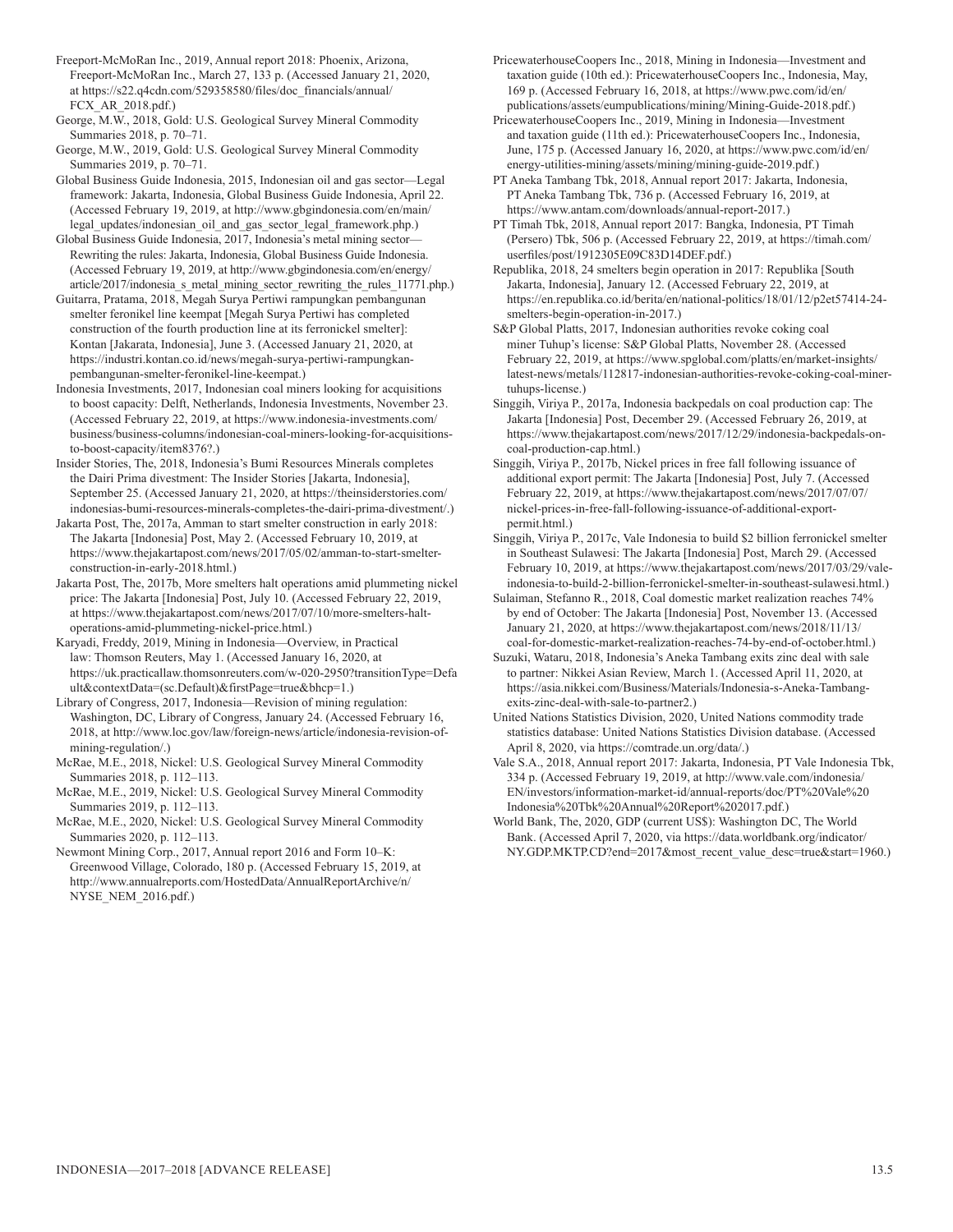Freeport-McMoRan Inc., 2019, Annual report 2018: Phoenix, Arizona, Freeport-McMoRan Inc., March 27, 133 p. (Accessed January 21, 2020, at https://s22.q4cdn.com/529358580/files/doc_financials/annual/FCX_AR_2018.pdf.)

George, M.W., 2018, Gold: U.S. Geological Survey Mineral Commodity Summaries 2018, p. 70–71.

George, M.W., 2019, Gold: U.S. Geological Survey Mineral Commodity Summaries 2019, p. 70–71.

Global Business Guide Indonesia, 2015, Indonesian oil and gas sector—Legal framework: Jakarta, Indonesia, Global Business Guide Indonesia, April 22. (Accessed February 19, 2019, at http://www.gbgindonesia.com/en/main/legal_updates/indonesian_oil_and_gas_sector_legal_framework.php.)

Global Business Guide Indonesia, 2017, Indonesia's metal mining sector—Rewriting the rules: Jakarta, Indonesia, Global Business Guide Indonesia. (Accessed February 19, 2019, at http://www.gbgindonesia.com/en/energy/article/2017/indonesia_s_metal_mining_sector_rewriting_the_rules_11771.php.)

Guitarra, Pratama, 2018, Megah Surya Pertiwi rampungkan pembangunan smelter feronikel line keempat [Megah Surya Pertiwi has completed construction of the fourth production line at its ferronickel smelter]: Kontan [Jakarata, Indonesia], June 3. (Accessed January 21, 2020, at https://industri.kontan.co.id/news/megah-surya-pertiwi-rampungkan-pembangunan-smelter-feronikel-line-keempat.)

Indonesia Investments, 2017, Indonesian coal miners looking for acquisitions to boost capacity: Delft, Netherlands, Indonesia Investments, November 23. (Accessed February 22, 2019, at https://www.indonesia-investments.com/business/business-columns/indonesian-coal-miners-looking-for-acquisitions-to-boost-capacity/item8376?.)

Insider Stories, The, 2018, Indonesia's Bumi Resources Minerals completes the Dairi Prima divestment: The Insider Stories [Jakarta, Indonesia], September 25. (Accessed January 21, 2020, at https://theinsiderstories.com/indonesias-bumi-resources-minerals-completes-the-dairi-prima-divestment/.)

Jakarta Post, The, 2017a, Amman to start smelter construction in early 2018: The Jakarta [Indonesia] Post, May 2. (Accessed February 10, 2019, at https://www.thejakartapost.com/news/2017/05/02/amman-to-start-smelter-construction-in-early-2018.html.)

Jakarta Post, The, 2017b, More smelters halt operations amid plummeting nickel price: The Jakarta [Indonesia] Post, July 10. (Accessed February 22, 2019, at https://www.thejakartapost.com/news/2017/07/10/more-smelters-halt-operations-amid-plummeting-nickel-price.html.)

Karyadi, Freddy, 2019, Mining in Indonesia—Overview, in Practical law: Thomson Reuters, May 1. (Accessed January 16, 2020, at https://uk.practicallaw.thomsonreuters.com/w-020-2950?transitionType=Default&contextData=(sc.Default)&firstPage=true&bhcp=1.)

Library of Congress, 2017, Indonesia—Revision of mining regulation: Washington, DC, Library of Congress, January 24. (Accessed February 16, 2018, at http://www.loc.gov/law/foreign-news/article/indonesia-revision-of-mining-regulation/.)

McRae, M.E., 2018, Nickel: U.S. Geological Survey Mineral Commodity Summaries 2018, p. 112–113.

McRae, M.E., 2019, Nickel: U.S. Geological Survey Mineral Commodity Summaries 2019, p. 112–113.

McRae, M.E., 2020, Nickel: U.S. Geological Survey Mineral Commodity Summaries 2020, p. 112–113.

Newmont Mining Corp., 2017, Annual report 2016 and Form 10–K: Greenwood Village, Colorado, 180 p. (Accessed February 15, 2019, at http://www.annualreports.com/HostedData/AnnualReportArchive/n/NYSE_NEM_2016.pdf.)

PricewaterhouseCoopers Inc., 2018, Mining in Indonesia—Investment and taxation guide (10th ed.): PricewaterhouseCoopers Inc., Indonesia, May, 169 p. (Accessed February 16, 2018, at https://www.pwc.com/id/en/publications/assets/eumpublications/mining/Mining-Guide-2018.pdf.)

PricewaterhouseCoopers Inc., 2019, Mining in Indonesia—Investment and taxation guide (11th ed.): PricewaterhouseCoopers Inc., Indonesia, June, 175 p. (Accessed January 16, 2020, at https://www.pwc.com/id/en/energy-utilities-mining/assets/mining/mining-guide-2019.pdf.)

PT Aneka Tambang Tbk, 2018, Annual report 2017: Jakarta, Indonesia, PT Aneka Tambang Tbk, 736 p. (Accessed February 16, 2019, at https://www.antam.com/downloads/annual-report-2017.)

PT Timah Tbk, 2018, Annual report 2017: Bangka, Indonesia, PT Timah (Persero) Tbk, 506 p. (Accessed February 22, 2019, at https://timah.com/userfiles/post/1912305E09C83D14DEF.pdf.)

Republika, 2018, 24 smelters begin operation in 2017: Republika [South Jakarta, Indonesia], January 12. (Accessed February 22, 2019, at https://en.republika.co.id/berita/en/national-politics/18/01/12/p2et57414-24-smelters-begin-operation-in-2017.)

S&P Global Platts, 2017, Indonesian authorities revoke coking coal miner Tuhup's license: S&P Global Platts, November 28. (Accessed February 22, 2019, at https://www.spglobal.com/platts/en/market-insights/latest-news/metals/112817-indonesian-authorities-revoke-coking-coal-miner-tuhups-license.)

Singgih, Viriya P., 2017a, Indonesia backpedals on coal production cap: The Jakarta [Indonesia] Post, December 29. (Accessed February 26, 2019, at https://www.thejakartapost.com/news/2017/12/29/indonesia-backpedals-on-coal-production-cap.html.)

Singgih, Viriya P., 2017b, Nickel prices in free fall following issuance of additional export permit: The Jakarta [Indonesia] Post, July 7. (Accessed February 22, 2019, at https://www.thejakartapost.com/news/2017/07/07/nickel-prices-in-free-fall-following-issuance-of-additional-export-permit.html.)

Singgih, Viriya P., 2017c, Vale Indonesia to build $2 billion ferronickel smelter in Southeast Sulawesi: The Jakarta [Indonesia] Post, March 29. (Accessed February 10, 2019, at https://www.thejakartapost.com/news/2017/03/29/vale-indonesia-to-build-2-billion-ferronickel-smelter-in-southeast-sulawesi.html.)

Sulaiman, Stefanno R., 2018, Coal domestic market realization reaches 74% by end of October: The Jakarta [Indonesia] Post, November 13. (Accessed January 21, 2020, at https://www.thejakartapost.com/news/2018/11/13/coal-for-domestic-market-realization-reaches-74-by-end-of-october.html.)

Suzuki, Wataru, 2018, Indonesia's Aneka Tambang exits zinc deal with sale to partner: Nikkei Asian Review, March 1. (Accessed April 11, 2020, at https://asia.nikkei.com/Business/Materials/Indonesia-s-Aneka-Tambang-exits-zinc-deal-with-sale-to-partner2.)

United Nations Statistics Division, 2020, United Nations commodity trade statistics database: United Nations Statistics Division database. (Accessed April 8, 2020, via https://comtrade.un.org/data/.)

Vale S.A., 2018, Annual report 2017: Jakarta, Indonesia, PT Vale Indonesia Tbk, 334 p. (Accessed February 19, 2019, at http://www.vale.com/indonesia/EN/investors/information-market-id/annual-reports/doc/PT%20Vale%20Indonesia%20Tbk%20Annual%20Report%202017.pdf.)

World Bank, The, 2020, GDP (current US$): Washington DC, The World Bank. (Accessed April 7, 2020, via https://data.worldbank.org/indicator/NY.GDP.MKTP.CD?end=2017&most_recent_value_desc=true&start=1960.)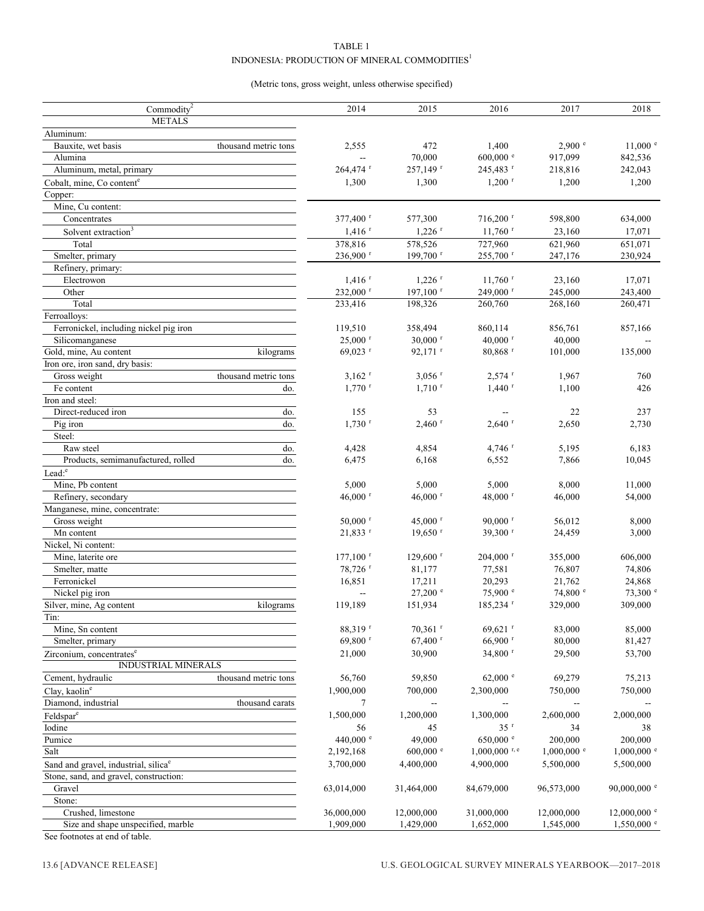TABLE 1
INDONESIA: PRODUCTION OF MINERAL COMMODITIES[1]

(Metric tons, gross weight, unless otherwise specified)

| Commodity[2] | | 2014 | 2015 | 2016 | 2017 | 2018 |
|---|---|---|---|---|---|---|
| METALS | | | | | | |
| Aluminum: | | | | | | |
| Bauxite, wet basis | thousand metric tons | 2,555 | 472 | 1,400 | 2,900 e | 11,000 e |
| Alumina | | -- | 70,000 | 600,000 e | 917,099 | 842,536 |
| Aluminum, metal, primary | | 264,474 r | 257,149 r | 245,483 r | 218,816 | 242,043 |
| Cobalt, mine, Co content[e] | | 1,300 | 1,300 | 1,200 r | 1,200 | 1,200 |
| Copper: | | | | | | |
| Mine, Cu content: | | | | | | |
| Concentrates | | 377,400 r | 577,300 | 716,200 r | 598,800 | 634,000 |
| Solvent extraction[3] | | 1,416 r | 1,226 r | 11,760 r | 23,160 | 17,071 |
| Total | | 378,816 | 578,526 | 727,960 | 621,960 | 651,071 |
| Smelter, primary | | 236,900 r | 199,700 r | 255,700 r | 247,176 | 230,924 |
| Refinery, primary: | | | | | | |
| Electrowon | | 1,416 r | 1,226 r | 11,760 r | 23,160 | 17,071 |
| Other | | 232,000 r | 197,100 r | 249,000 r | 245,000 | 243,400 |
| Total | | 233,416 | 198,326 | 260,760 | 268,160 | 260,471 |
| Ferroalloys: | | | | | | |
| Ferronickel, including nickel pig iron | | 119,510 | 358,494 | 860,114 | 856,761 | 857,166 |
| Silicomanganese | | 25,000 r | 30,000 r | 40,000 r | 40,000 | -- |
| Gold, mine, Au content | kilograms | 69,023 r | 92,171 r | 80,868 r | 101,000 | 135,000 |
| Iron ore, iron sand, dry basis: | | | | | | |
| Gross weight | thousand metric tons | 3,162 r | 3,056 r | 2,574 r | 1,967 | 760 |
| Fe content | do. | 1,770 r | 1,710 r | 1,440 r | 1,100 | 426 |
| Iron and steel: | | | | | | |
| Direct-reduced iron | do. | 155 | 53 | -- | 22 | 237 |
| Pig iron | do. | 1,730 r | 2,460 r | 2,640 r | 2,650 | 2,730 |
| Steel: | | | | | | |
| Raw steel | do. | 4,428 | 4,854 | 4,746 r | 5,195 | 6,183 |
| Products, semimanufactured, rolled | do. | 6,475 | 6,168 | 6,552 | 7,866 | 10,045 |
| Lead:[e] | | | | | | |
| Mine, Pb content | | 5,000 | 5,000 | 5,000 | 8,000 | 11,000 |
| Refinery, secondary | | 46,000 r | 46,000 r | 48,000 r | 46,000 | 54,000 |
| Manganese, mine, concentrate: | | | | | | |
| Gross weight | | 50,000 r | 45,000 r | 90,000 r | 56,012 | 8,000 |
| Mn content | | 21,833 r | 19,650 r | 39,300 r | 24,459 | 3,000 |
| Nickel, Ni content: | | | | | | |
| Mine, laterite ore | | 177,100 r | 129,600 r | 204,000 r | 355,000 | 606,000 |
| Smelter, matte | | 78,726 r | 81,177 | 77,581 | 76,807 | 74,806 |
| Ferronickel | | 16,851 | 17,211 | 20,293 | 21,762 | 24,868 |
| Nickel pig iron | | -- | 27,200 e | 75,900 e | 74,800 e | 73,300 e |
| Silver, mine, Ag content | kilograms | 119,189 | 151,934 | 185,234 r | 329,000 | 309,000 |
| Tin: | | | | | | |
| Mine, Sn content | | 88,319 r | 70,361 r | 69,621 r | 83,000 | 85,000 |
| Smelter, primary | | 69,800 r | 67,400 r | 66,900 r | 80,000 | 81,427 |
| Zirconium, concentrates[e] | | 21,000 | 30,900 | 34,800 r | 29,500 | 53,700 |
| INDUSTRIAL MINERALS | | | | | | |
| Cement, hydraulic | thousand metric tons | 56,760 | 59,850 | 62,000 e | 69,279 | 75,213 |
| Clay, kaolin[e] | | 1,900,000 | 700,000 | 2,300,000 | 750,000 | 750,000 |
| Diamond, industrial | thousand carats | 7 | -- | -- | -- | -- |
| Feldspar[e] | | 1,500,000 | 1,200,000 | 1,300,000 | 2,600,000 | 2,000,000 |
| Iodine | | 56 | 45 | 35 r | 34 | 38 |
| Pumice | | 440,000 e | 49,000 | 650,000 e | 200,000 | 200,000 |
| Salt | | 2,192,168 | 600,000 e | 1,000,000 r, e | 1,000,000 e | 1,000,000 e |
| Sand and gravel, industrial, silica[e] | | 3,700,000 | 4,400,000 | 4,900,000 | 5,500,000 | 5,500,000 |
| Stone, sand, and gravel, construction: | | | | | | |
| Gravel | | 63,014,000 | 31,464,000 | 84,679,000 | 96,573,000 | 90,000,000 e |
| Stone: | | | | | | |
| Crushed, limestone | | 36,000,000 | 12,000,000 | 31,000,000 | 12,000,000 | 12,000,000 e |
| Size and shape unspecified, marble | | 1,909,000 | 1,429,000 | 1,652,000 | 1,545,000 | 1,550,000 e |

See footnotes at end of table.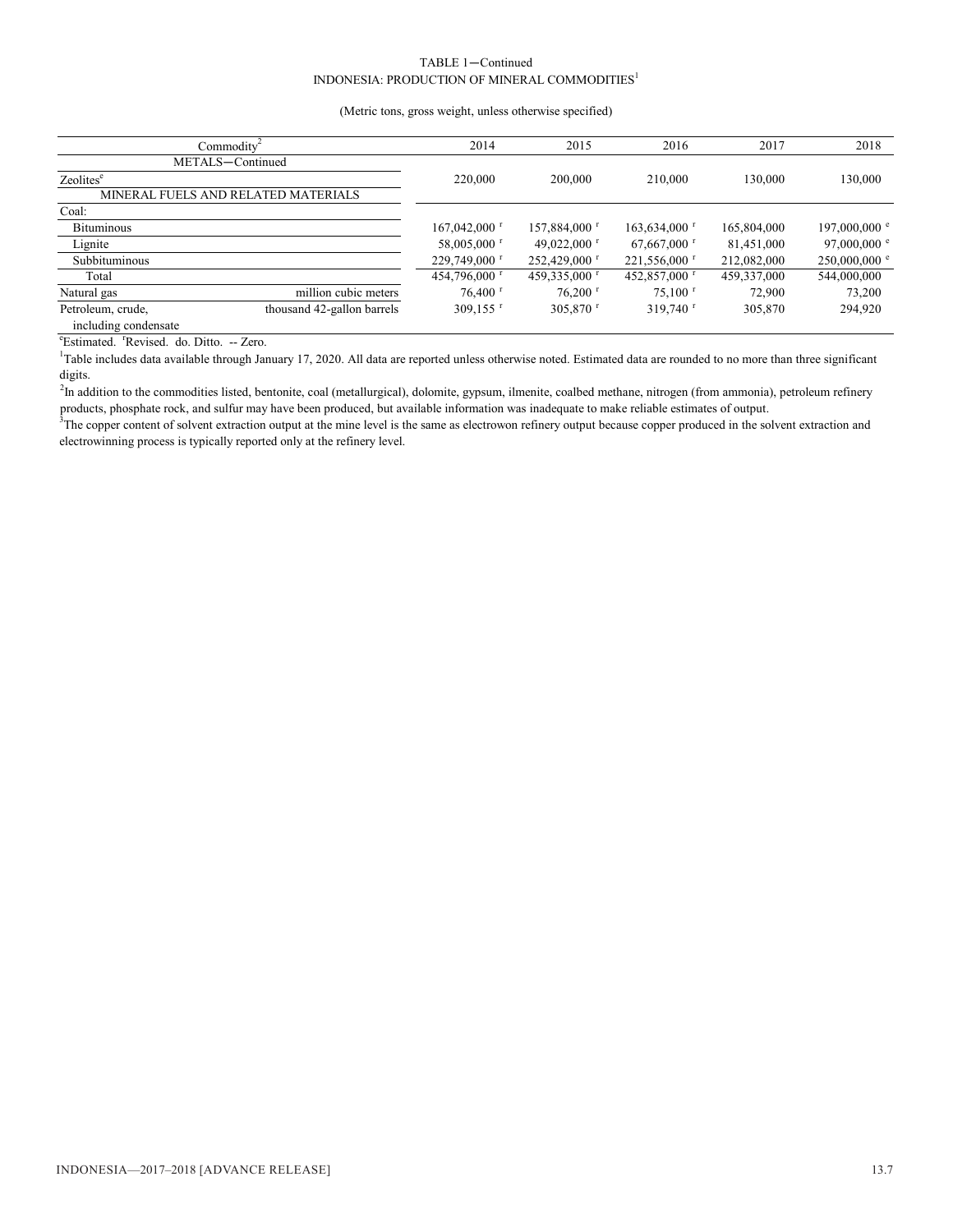TABLE 1—Continued
INDONESIA: PRODUCTION OF MINERAL COMMODITIES[1]

(Metric tons, gross weight, unless otherwise specified)

| Commodity[2] | | 2014 | 2015 | 2016 | 2017 | 2018 |
|---|---|---|---|---|---|---|
| METALS—Continued | | | | | | |
| Zeolites[e] | | 220,000 | 200,000 | 210,000 | 130,000 | 130,000 |
| MINERAL FUELS AND RELATED MATERIALS | | | | | | |
| Coal: | | | | | | |
| Bituminous | | 167,042,000 [r] | 157,884,000 [r] | 163,634,000 [r] | 165,804,000 | 197,000,000 [e] |
| Lignite | | 58,005,000 [r] | 49,022,000 [r] | 67,667,000 [r] | 81,451,000 | 97,000,000 [e] |
| Subbituminous | | 229,749,000 [r] | 252,429,000 [r] | 221,556,000 [r] | 212,082,000 | 250,000,000 [e] |
| Total | | 454,796,000 [r] | 459,335,000 [r] | 452,857,000 [r] | 459,337,000 | 544,000,000 |
| Natural gas | million cubic meters | 76,400 [r] | 76,200 [r] | 75,100 [r] | 72,900 | 73,200 |
| Petroleum, crude, including condensate | thousand 42-gallon barrels | 309,155 [r] | 305,870 [r] | 319,740 [r] | 305,870 | 294,920 |

[e]Estimated. [r]Revised. do. Ditto. -- Zero.

[1]Table includes data available through January 17, 2020. All data are reported unless otherwise noted. Estimated data are rounded to no more than three significant digits.

[2]In addition to the commodities listed, bentonite, coal (metallurgical), dolomite, gypsum, ilmenite, coalbed methane, nitrogen (from ammonia), petroleum refinery products, phosphate rock, and sulfur may have been produced, but available information was inadequate to make reliable estimates of output.

[3]The copper content of solvent extraction output at the mine level is the same as electrowon refinery output because copper produced in the solvent extraction and electrowinning process is typically reported only at the refinery level.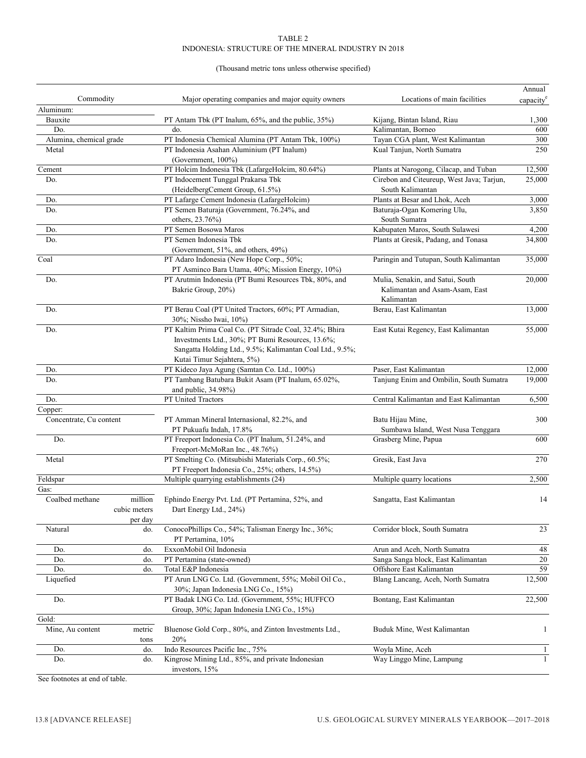TABLE 2
INDONESIA: STRUCTURE OF THE MINERAL INDUSTRY IN 2018

(Thousand metric tons unless otherwise specified)

| Commodity | | Major operating companies and major equity owners | Locations of main facilities | Annual capacity[e] |
|---|---|---|---|---|
| Aluminum: | | | | |
| Bauxite | | PT Antam Tbk (PT Inalum, 65%, and the public, 35%) | Kijang, Bintan Island, Riau | 1,300 |
| Do. | | do. | Kalimantan, Borneo | 600 |
| Alumina, chemical grade | | PT Indonesia Chemical Alumina (PT Antam Tbk, 100%) | Tayan CGA plant, West Kalimantan | 300 |
| Metal | | PT Indonesia Asahan Aluminium (PT Inalum) (Government, 100%) | Kual Tanjun, North Sumatra | 250 |
| Cement | | PT Holcim Indonesia Tbk (LafargeHolcim, 80.64%) | Plants at Narogong, Cilacap, and Tuban | 12,500 |
| Do. | | PT Indocement Tunggal Prakarsa Tbk (HeidelbergCement Group, 61.5%) | Cirebon and Citeureup, West Java; Tarjun, South Kalimantan | 25,000 |
| Do. | | PT Lafarge Cement Indonesia (LafargeHolcim) | Plants at Besar and Lhok, Aceh | 3,000 |
| Do. | | PT Semen Baturaja (Government, 76.24%, and others, 23.76%) | Baturaja-Ogan Komering Ulu, South Sumatra | 3,850 |
| Do. | | PT Semen Bosowa Maros | Kabupaten Maros, South Sulawesi | 4,200 |
| Do. | | PT Semen Indonesia Tbk (Government, 51%, and others, 49%) | Plants at Gresik, Padang, and Tonasa | 34,800 |
| Coal | | PT Adaro Indonesia (New Hope Corp., 50%; PT Asminco Bara Utama, 40%; Mission Energy, 10%) | Paringin and Tutupan, South Kalimantan | 35,000 |
| Do. | | PT Arutmin Indonesia (PT Bumi Resources Tbk, 80%, and Bakrie Group, 20%) | Mulia, Senakin, and Satui, South Kalimantan and Asam-Asam, East Kalimantan | 20,000 |
| Do. | | PT Berau Coal (PT United Tractors, 60%; PT Armadian, 30%; Nissho Iwai, 10%) | Berau, East Kalimantan | 13,000 |
| Do. | | PT Kaltim Prima Coal Co. (PT Sitrade Coal, 32.4%; Bhira Investments Ltd., 30%; PT Bumi Resources, 13.6%; Sangatta Holding Ltd., 9.5%; Kalimantan Coal Ltd., 9.5%; Kutai Timur Sejahtera, 5%) | East Kutai Regency, East Kalimantan | 55,000 |
| Do. | | PT Kideco Jaya Agung (Samtan Co. Ltd., 100%) | Paser, East Kalimantan | 12,000 |
| Do. | | PT Tambang Batubara Bukit Asam (PT Inalum, 65.02%, and public, 34.98%) | Tanjung Enim and Ombilin, South Sumatra | 19,000 |
| Do. | | PT United Tractors | Central Kalimantan and East Kalimantan | 6,500 |
| Copper: | | | | |
| Concentrate, Cu content | | PT Amman Mineral Internasional, 82.2%, and PT Pukuafu Indah, 17.8% | Batu Hijau Mine, Sumbawa Island, West Nusa Tenggara | 300 |
| Do. | | PT Freeport Indonesia Co. (PT Inalum, 51.24%, and Freeport-McMoRan Inc., 48.76%) | Grasberg Mine, Papua | 600 |
| Metal | | PT Smelting Co. (Mitsubishi Materials Corp., 60.5%; PT Freeport Indonesia Co., 25%; others, 14.5%) | Gresik, East Java | 270 |
| Feldspar | | Multiple quarrying establishments (24) | Multiple quarry locations | 2,500 |
| Gas: | | | | |
| Coalbed methane | million cubic meters per day | Ephindo Energy Pvt. Ltd. (PT Pertamina, 52%, and Dart Energy Ltd., 24%) | Sangatta, East Kalimantan | 14 |
| Natural | do. | ConocoPhillips Co., 54%; Talisman Energy Inc., 36%; PT Pertamina, 10% | Corridor block, South Sumatra | 23 |
| Do. | do. | ExxonMobil Oil Indonesia | Arun and Aceh, North Sumatra | 48 |
| Do. | do. | PT Pertamina (state-owned) | Sanga Sanga block, East Kalimantan | 20 |
| Do. | do. | Total E&P Indonesia | Offshore East Kalimantan | 59 |
| Liquefied | | PT Arun LNG Co. Ltd. (Government, 55%; Mobil Oil Co., 30%; Japan Indonesia LNG Co., 15%) | Blang Lancang, Aceh, North Sumatra | 12,500 |
| Do. | | PT Badak LNG Co. Ltd. (Government, 55%; HUFFCO Group, 30%; Japan Indonesia LNG Co., 15%) | Bontang, East Kalimantan | 22,500 |
| Gold: | | | | |
| Mine, Au content | metric tons | Bluenose Gold Corp., 80%, and Zinton Investments Ltd., 20% | Buduk Mine, West Kalimantan | 1 |
| Do. | do. | Indo Resources Pacific Inc., 75% | Woyla Mine, Aceh | 1 |
| Do. | do. | Kingrose Mining Ltd., 85%, and private Indonesian investors, 15% | Way Linggo Mine, Lampung | 1 |

See footnotes at end of table.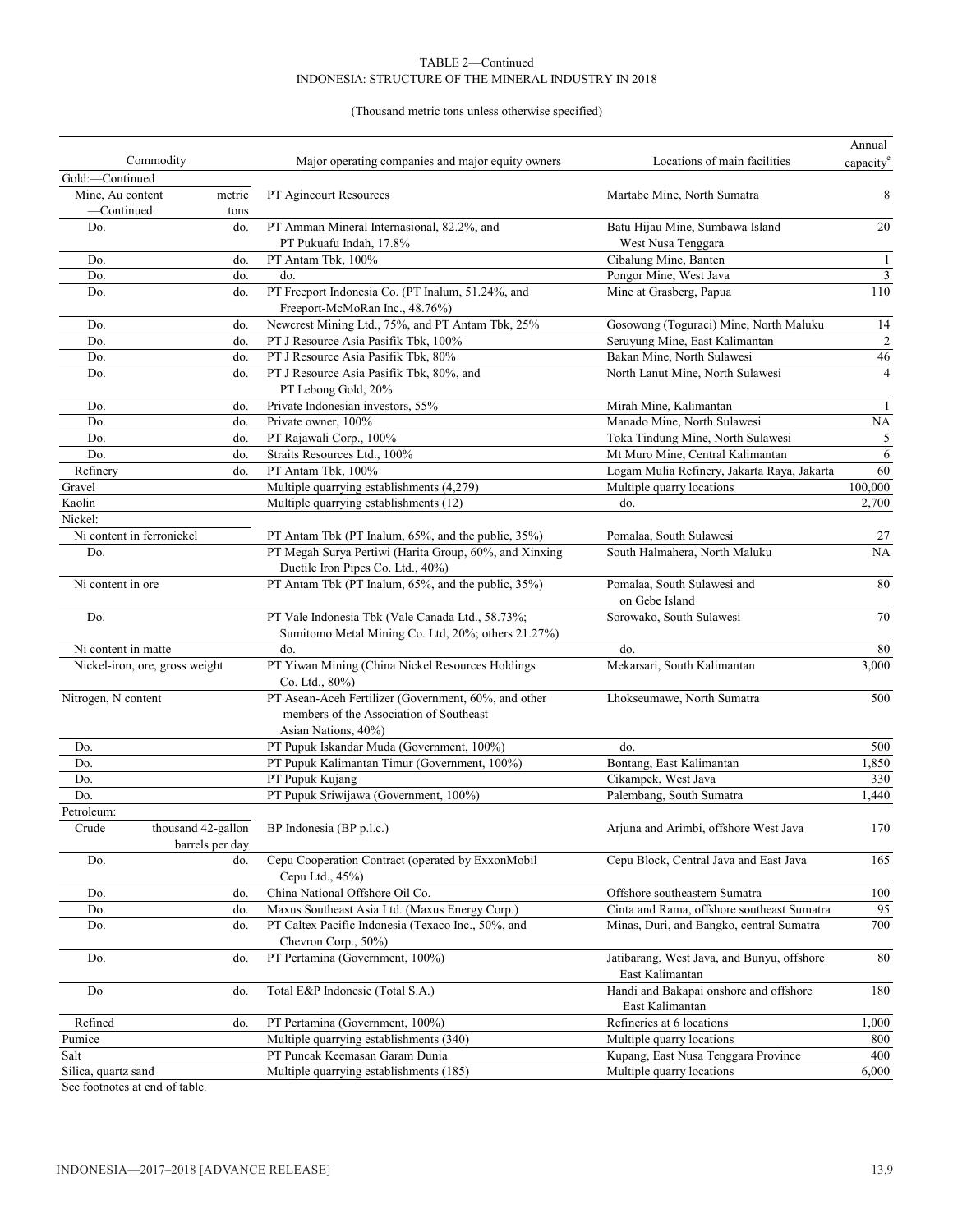TABLE 2—Continued
INDONESIA: STRUCTURE OF THE MINERAL INDUSTRY IN 2018

(Thousand metric tons unless otherwise specified)

| Commodity | | Major operating companies and major equity owners | Locations of main facilities | Annual capacity[e] |
|---|---|---|---|---|
| Gold:—Continued | | | | |
| Mine, Au content —Continued | metric tons | PT Agincourt Resources | Martabe Mine, North Sumatra | 8 |
| Do. | do. | PT Amman Mineral Internasional, 82.2%, and PT Pukuafu Indah, 17.8% | Batu Hijau Mine, Sumbawa Island West Nusa Tenggara | 20 |
| Do. | do. | PT Antam Tbk, 100% | Cibalung Mine, Banten | 1 |
| Do. | do. | do. | Pongor Mine, West Java | 3 |
| Do. | do. | PT Freeport Indonesia Co. (PT Inalum, 51.24%, and Freeport-McMoRan Inc., 48.76%) | Mine at Grasberg, Papua | 110 |
| Do. | do. | Newcrest Mining Ltd., 75%, and PT Antam Tbk, 25% | Gosowong (Toguraci) Mine, North Maluku | 14 |
| Do. | do. | PT J Resource Asia Pasifik Tbk, 100% | Seruyung Mine, East Kalimantan | 2 |
| Do. | do. | PT J Resource Asia Pasifik Tbk, 80% | Bakan Mine, North Sulawesi | 46 |
| Do. | do. | PT J Resource Asia Pasifik Tbk, 80%, and PT Lebong Gold, 20% | North Lanut Mine, North Sulawesi | 4 |
| Do. | do. | Private Indonesian investors, 55% | Mirah Mine, Kalimantan | 1 |
| Do. | do. | Private owner, 100% | Manado Mine, North Sulawesi | NA |
| Do. | do. | PT Rajawali Corp., 100% | Toka Tindung Mine, North Sulawesi | 5 |
| Do. | do. | Straits Resources Ltd., 100% | Mt Muro Mine, Central Kalimantan | 6 |
| Refinery | do. | PT Antam Tbk, 100% | Logam Mulia Refinery, Jakarta Raya, Jakarta | 60 |
| Gravel | | Multiple quarrying establishments (4,279) | Multiple quarry locations | 100,000 |
| Kaolin | | Multiple quarrying establishments (12) | do. | 2,700 |
| Nickel: | | | | |
| Ni content in ferronickel | | PT Antam Tbk (PT Inalum, 65%, and the public, 35%) | Pomalaa, South Sulawesi | 27 |
| Do. | | PT Megah Surya Pertiwi (Harita Group, 60%, and Xinxing Ductile Iron Pipes Co. Ltd., 40%) | South Halmahera, North Maluku | NA |
| Ni content in ore | | PT Antam Tbk (PT Inalum, 65%, and the public, 35%) | Pomalaa, South Sulawesi and on Gebe Island | 80 |
| Do. | | PT Vale Indonesia Tbk (Vale Canada Ltd., 58.73%; Sumitomo Metal Mining Co. Ltd, 20%; others 21.27%) | Sorowako, South Sulawesi | 70 |
| Ni content in matte | | do. | do. | 80 |
| Nickel-iron, ore, gross weight | | PT Yiwan Mining (China Nickel Resources Holdings Co. Ltd., 80%) | Mekarsari, South Kalimantan | 3,000 |
| Nitrogen, N content | | PT Asean-Aceh Fertilizer (Government, 60%, and other members of the Association of Southeast Asian Nations, 40%) | Lhokseumawe, North Sumatra | 500 |
| Do. | | PT Pupuk Iskandar Muda (Government, 100%) | do. | 500 |
| Do. | | PT Pupuk Kalimantan Timur (Government, 100%) | Bontang, East Kalimantan | 1,850 |
| Do. | | PT Pupuk Kujang | Cikampek, West Java | 330 |
| Do. | | PT Pupuk Sriwijawa (Government, 100%) | Palembang, South Sumatra | 1,440 |
| Petroleum: | | | | |
| Crude | thousand 42-gallon barrels per day | BP Indonesia (BP p.l.c.) | Arjuna and Arimbi, offshore West Java | 170 |
| Do. | do. | Cepu Cooperation Contract (operated by ExxonMobil Cepu Ltd., 45%) | Cepu Block, Central Java and East Java | 165 |
| Do. | do. | China National Offshore Oil Co. | Offshore southeastern Sumatra | 100 |
| Do. | do. | Maxus Southeast Asia Ltd. (Maxus Energy Corp.) | Cinta and Rama, offshore southeast Sumatra | 95 |
| Do. | do. | PT Caltex Pacific Indonesia (Texaco Inc., 50%, and Chevron Corp., 50%) | Minas, Duri, and Bangko, central Sumatra | 700 |
| Do. | do. | PT Pertamina (Government, 100%) | Jatibarang, West Java, and Bunyu, offshore East Kalimantan | 80 |
| Do | do. | Total E&P Indonesie (Total S.A.) | Handi and Bakapai onshore and offshore East Kalimantan | 180 |
| Refined | do. | PT Pertamina (Government, 100%) | Refineries at 6 locations | 1,000 |
| Pumice | | Multiple quarrying establishments (340) | Multiple quarry locations | 800 |
| Salt | | PT Puncak Keemasan Garam Dunia | Kupang, East Nusa Tenggara Province | 400 |
| Silica, quartz sand | | Multiple quarrying establishments (185) | Multiple quarry locations | 6,000 |

See footnotes at end of table.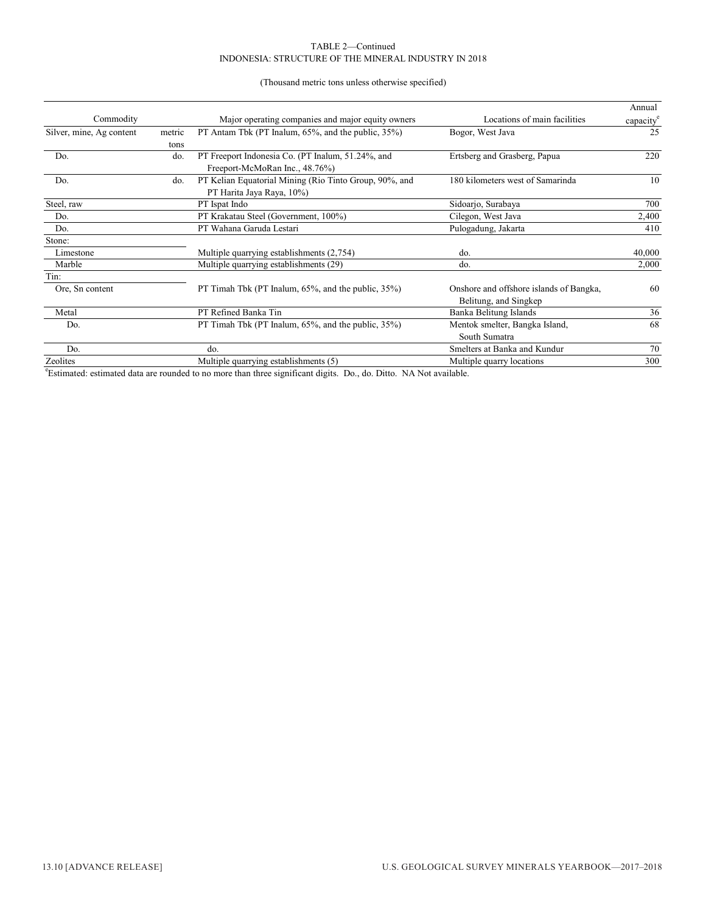TABLE 2—Continued
INDONESIA: STRUCTURE OF THE MINERAL INDUSTRY IN 2018

(Thousand metric tons unless otherwise specified)

| Commodity | | Major operating companies and major equity owners | Locations of main facilities | Annual capacity[e] |
|---|---|---|---|---|
| Silver, mine, Ag content | metric tons | PT Antam Tbk (PT Inalum, 65%, and the public, 35%) | Bogor, West Java | 25 |
| Do. | do. | PT Freeport Indonesia Co. (PT Inalum, 51.24%, and Freeport-McMoRan Inc., 48.76%) | Ertsberg and Grasberg, Papua | 220 |
| Do. | do. | PT Kelian Equatorial Mining (Rio Tinto Group, 90%, and PT Harita Jaya Raya, 10%) | 180 kilometers west of Samarinda | 10 |
| Steel, raw | | PT Ispat Indo | Sidoarjo, Surabaya | 700 |
| Do. | | PT Krakatau Steel (Government, 100%) | Cilegon, West Java | 2,400 |
| Do. | | PT Wahana Garuda Lestari | Pulogadung, Jakarta | 410 |
| Stone: | | | | |
| Limestone | | Multiple quarrying establishments (2,754) | do. | 40,000 |
| Marble | | Multiple quarrying establishments (29) | do. | 2,000 |
| Tin: | | | | |
| Ore, Sn content | | PT Timah Tbk (PT Inalum, 65%, and the public, 35%) | Onshore and offshore islands of Bangka, Belitung, and Singkep | 60 |
| Metal | | PT Refined Banka Tin | Banka Belitung Islands | 36 |
| Do. | | PT Timah Tbk (PT Inalum, 65%, and the public, 35%) | Mentok smelter, Bangka Island, South Sumatra | 68 |
| Do. | | do. | Smelters at Banka and Kundur | 70 |
| Zeolites | | Multiple quarrying establishments (5) | Multiple quarry locations | 300 |

[e]Estimated: estimated data are rounded to no more than three significant digits. Do., do. Ditto. NA Not available.